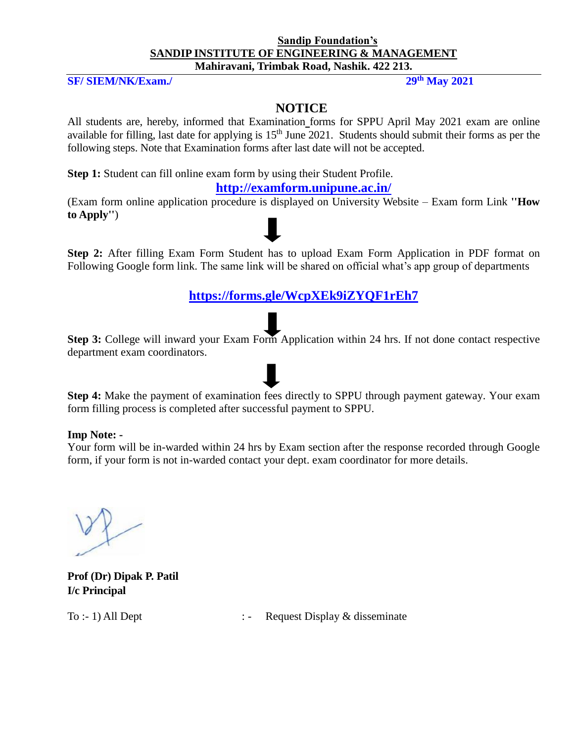**Sandip Foundation's**

**SANDIP INSTITUTE OF ENGINEERING & MANAGEMENT**

**Mahiravani, Trimbak Road, Nashik. 422 213.**

**SF/ SIEM/NK/Exam./** **29th May 2021**

# NOTICE

All students are, hereby, informed that Examination forms for SPPU April May 2021 exam are online available for filling, last date for applying is 15th June 2021. Students should submit their forms as per the following steps. Note that Examination forms after last date will not be accepted.

**Step 1:** Student can fill online exam form by using their Student Profile.

**http://examform.unipune.ac.in/**

(Exam form online application procedure is displayed on University Website – Exam form Link **''How to Apply''**)

⬇

**Step 2:** After filling Exam Form Student has to upload Exam Form Application in PDF format on Following Google form link. The same link will be shared on official what's app group of departments

**https://forms.gle/WcpXEk9iZYQF1rEh7**

⬇

**Step 3:** College will inward your Exam Form Application within 24 hrs. If not done contact respective department exam coordinators.

⬇

**Step 4:** Make the payment of examination fees directly to SPPU through payment gateway. Your exam form filling process is completed after successful payment to SPPU.

**Imp Note: -**

Your form will be in-warded within 24 hrs by Exam section after the response recorded through Google form, if your form is not in-warded contact your dept. exam coordinator for more details.

**Prof (Dr) Dipak P. Patil**

**I/c Principal**

To :- 1) All Dept : - Request Display & disseminate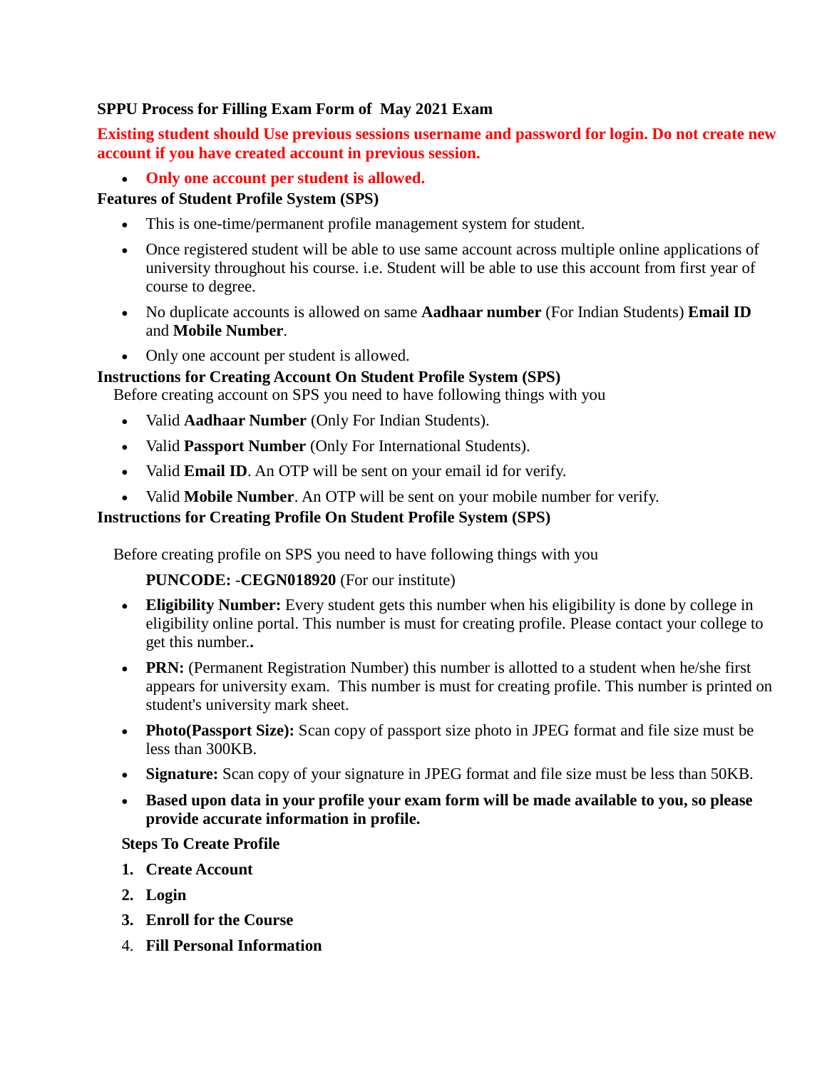**SPPU Process for Filling Exam Form of May 2021 Exam**

**Existing student should Use previous sessions username and password for login. Do not create new account if you have created account in previous session.**

- **Only one account per student is allowed.**

**Features of Student Profile System (SPS)**

- This is one-time/permanent profile management system for student.
- Once registered student will be able to use same account across multiple online applications of university throughout his course. i.e. Student will be able to use this account from first year of course to degree.
- No duplicate accounts is allowed on same **Aadhaar number** (For Indian Students) **Email ID** and **Mobile Number**.
- Only one account per student is allowed.

**Instructions for Creating Account On Student Profile System (SPS)**

Before creating account on SPS you need to have following things with you

- Valid **Aadhaar Number** (Only For Indian Students).
- Valid **Passport Number** (Only For International Students).
- Valid **Email ID**. An OTP will be sent on your email id for verify.
- Valid **Mobile Number**. An OTP will be sent on your mobile number for verify.

**Instructions for Creating Profile On Student Profile System (SPS)**

Before creating profile on SPS you need to have following things with you

**PUNCODE: -CEGN018920** (For our institute)

- **Eligibility Number:** Every student gets this number when his eligibility is done by college in eligibility online portal. This number is must for creating profile. Please contact your college to get this number.**.**
- **PRN:** (Permanent Registration Number) this number is allotted to a student when he/she first appears for university exam. This number is must for creating profile. This number is printed on student's university mark sheet.
- **Photo(Passport Size):** Scan copy of passport size photo in JPEG format and file size must be less than 300KB.
- **Signature:** Scan copy of your signature in JPEG format and file size must be less than 50KB.
- **Based upon data in your profile your exam form will be made available to you, so please provide accurate information in profile.**

**Steps To Create Profile**

1. **Create Account**
2. **Login**
3. **Enroll for the Course**
4. **Fill Personal Information**